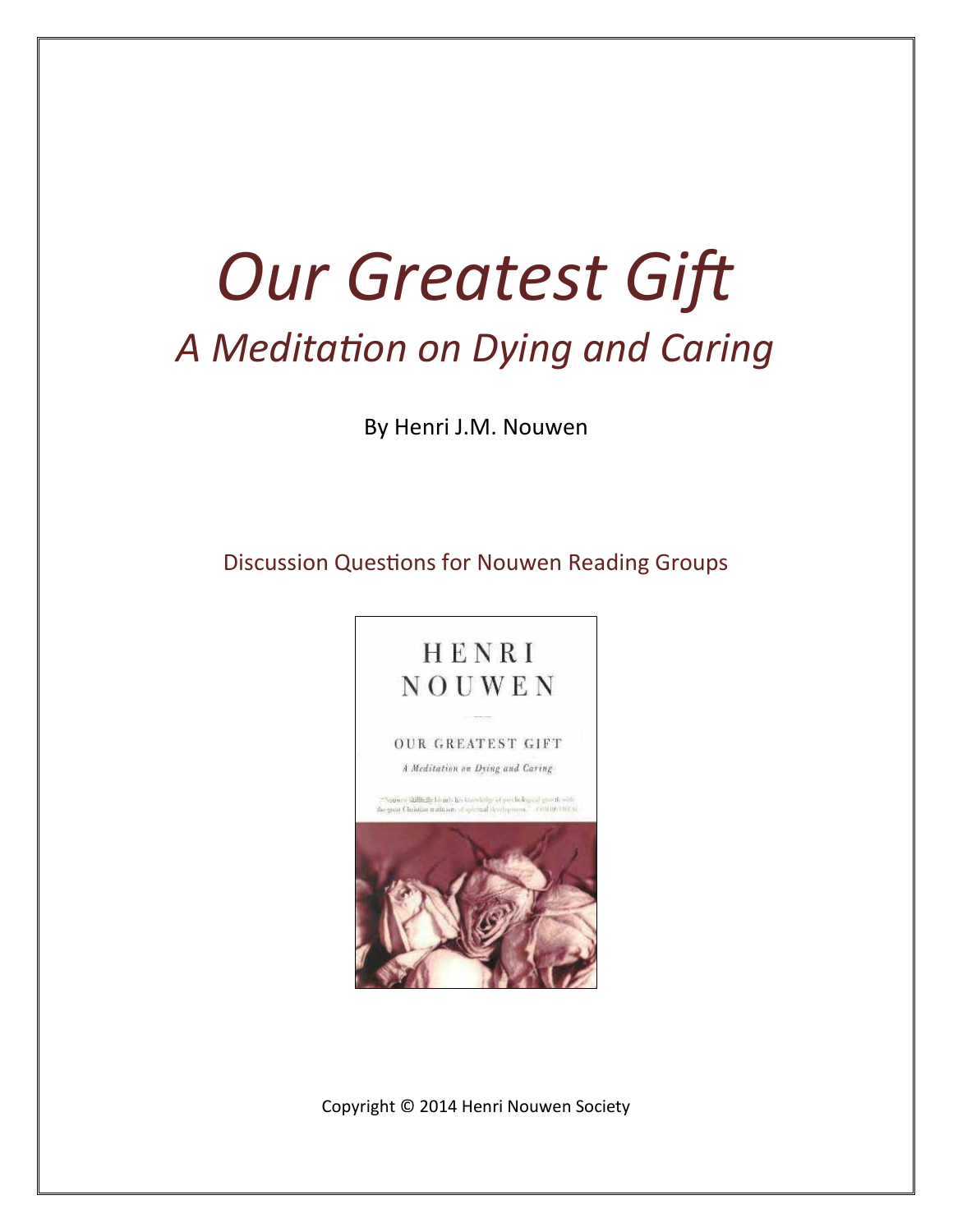# *Our Greatest Gift*

## *A Meditation on Dying and Caring*

By Henri J.M. Nouwen

Discussion Questions for Nouwen Reading Groups

Copyright © 2014 Henri Nouwen Society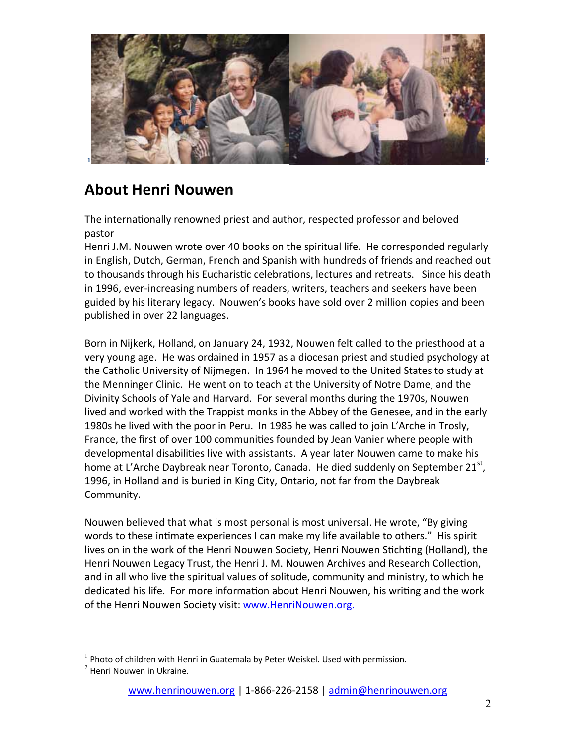## About Henri Nouwen

The internationally renowned priest and author, respected professor and beloved pastor
Henri J.M. Nouwen wrote over 40 books on the spiritual life. He corresponded regularly in English, Dutch, German, French and Spanish with hundreds of friends and reached out to thousands through his Eucharistic celebrations, lectures and retreats. Since his death in 1996, ever-increasing numbers of readers, writers, teachers and seekers have been guided by his literary legacy. Nouwen's books have sold over 2 million copies and been published in over 22 languages.

Born in Nijkerk, Holland, on January 24, 1932, Nouwen felt called to the priesthood at a very young age. He was ordained in 1957 as a diocesan priest and studied psychology at the Catholic University of Nijmegen. In 1964 he moved to the United States to study at the Menninger Clinic. He went on to teach at the University of Notre Dame, and the Divinity Schools of Yale and Harvard. For several months during the 1970s, Nouwen lived and worked with the Trappist monks in the Abbey of the Genesee, and in the early 1980s he lived with the poor in Peru. In 1985 he was called to join L'Arche in Trosly, France, the first of over 100 communities founded by Jean Vanier where people with developmental disabilities live with assistants. A year later Nouwen came to make his home at L'Arche Daybreak near Toronto, Canada. He died suddenly on September 21st, 1996, in Holland and is buried in King City, Ontario, not far from the Daybreak Community.

Nouwen believed that what is most personal is most universal. He wrote, "By giving words to these intimate experiences I can make my life available to others." His spirit lives on in the work of the Henri Nouwen Society, Henri Nouwen Stichting (Holland), the Henri Nouwen Legacy Trust, the Henri J. M. Nouwen Archives and Research Collection, and in all who live the spiritual values of solitude, community and ministry, to which he dedicated his life. For more information about Henri Nouwen, his writing and the work of the Henri Nouwen Society visit: www.HenriNouwen.org.

[1] Photo of children with Henri in Guatemala by Peter Weiskel. Used with permission.
[2] Henri Nouwen in Ukraine.

www.henrinouwen.org | 1-866-226-2158 | admin@henrinouwen.org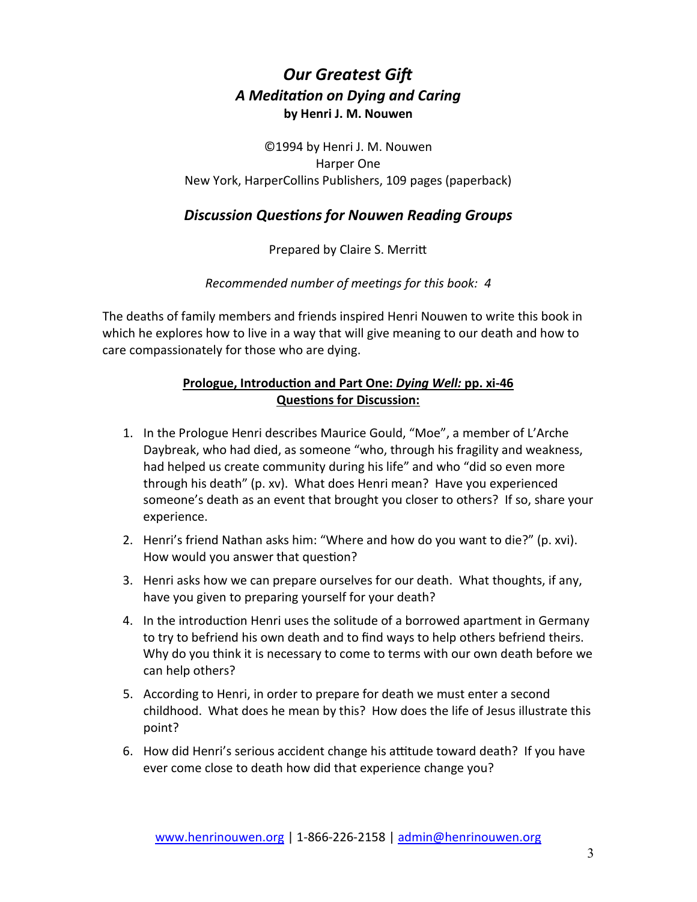# *Our Greatest Gift*

## *A Meditation on Dying and Caring*

**by Henri J. M. Nouwen**

©1994 by Henri J. M. Nouwen
Harper One
New York, HarperCollins Publishers, 109 pages (paperback)

## *Discussion Questions for Nouwen Reading Groups*

Prepared by Claire S. Merritt

*Recommended number of meetings for this book: 4*

The deaths of family members and friends inspired Henri Nouwen to write this book in which he explores how to live in a way that will give meaning to our death and how to care compassionately for those who are dying.

### Prologue, Introduction and Part One: *Dying Well:* pp. xi-46
### Questions for Discussion:

1. In the Prologue Henri describes Maurice Gould, "Moe", a member of L'Arche Daybreak, who had died, as someone "who, through his fragility and weakness, had helped us create community during his life" and who "did so even more through his death" (p. xv). What does Henri mean? Have you experienced someone's death as an event that brought you closer to others? If so, share your experience.
2. Henri's friend Nathan asks him: "Where and how do you want to die?" (p. xvi). How would you answer that question?
3. Henri asks how we can prepare ourselves for our death. What thoughts, if any, have you given to preparing yourself for your death?
4. In the introduction Henri uses the solitude of a borrowed apartment in Germany to try to befriend his own death and to find ways to help others befriend theirs. Why do you think it is necessary to come to terms with our own death before we can help others?
5. According to Henri, in order to prepare for death we must enter a second childhood. What does he mean by this? How does the life of Jesus illustrate this point?
6. How did Henri's serious accident change his attitude toward death? If you have ever come close to death how did that experience change you?

www.henrinouwen.org | 1-866-226-2158 | admin@henrinouwen.org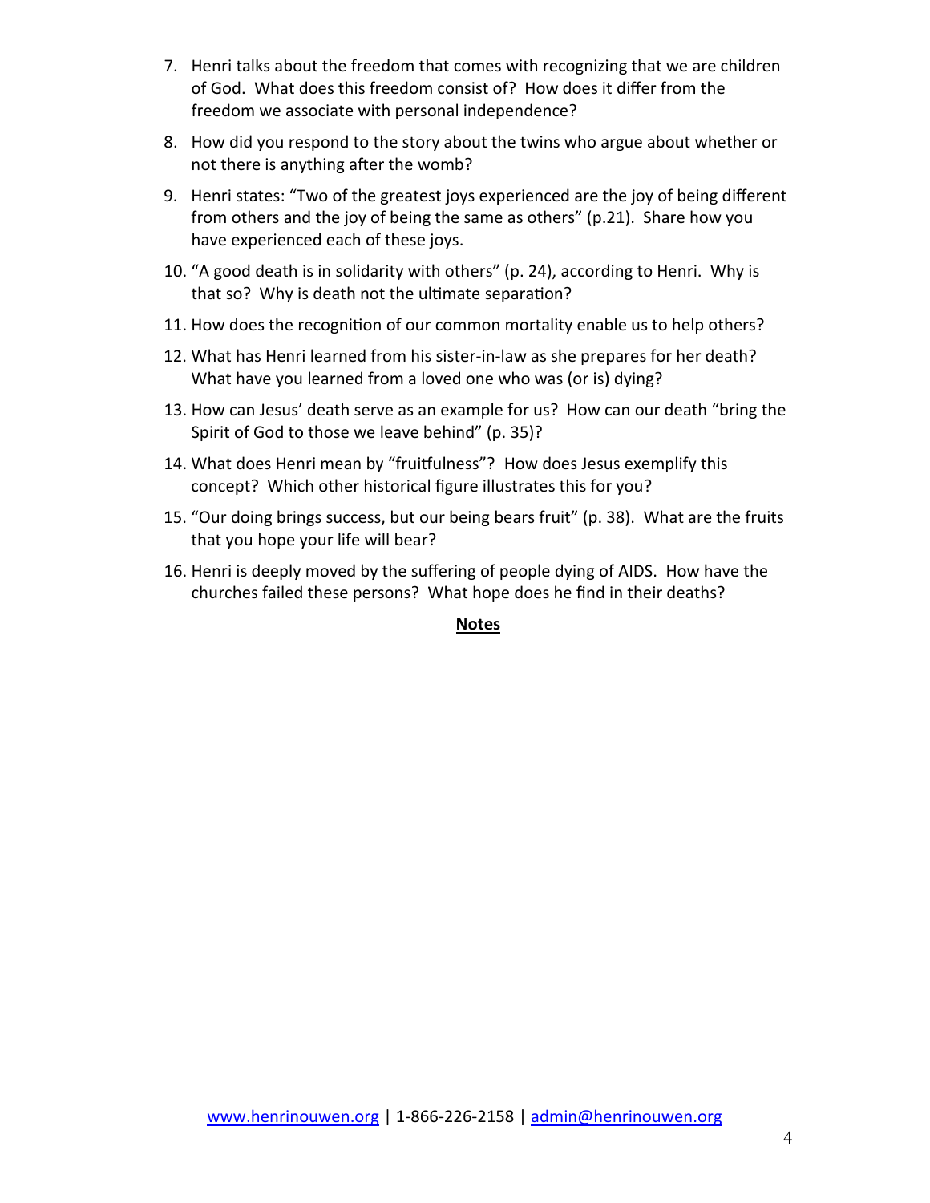7. Henri talks about the freedom that comes with recognizing that we are children of God. What does this freedom consist of? How does it differ from the freedom we associate with personal independence?

8. How did you respond to the story about the twins who argue about whether or not there is anything after the womb?

9. Henri states: “Two of the greatest joys experienced are the joy of being different from others and the joy of being the same as others” (p.21). Share how you have experienced each of these joys.

10. “A good death is in solidarity with others” (p. 24), according to Henri. Why is that so? Why is death not the ultimate separation?

11. How does the recognition of our common mortality enable us to help others?

12. What has Henri learned from his sister-in-law as she prepares for her death? What have you learned from a loved one who was (or is) dying?

13. How can Jesus’ death serve as an example for us? How can our death “bring the Spirit of God to those we leave behind” (p. 35)?

14. What does Henri mean by “fruitfulness”? How does Jesus exemplify this concept? Which other historical figure illustrates this for you?

15. “Our doing brings success, but our being bears fruit” (p. 38). What are the fruits that you hope your life will bear?

16. Henri is deeply moved by the suffering of people dying of AIDS. How have the churches failed these persons? What hope does he find in their deaths?

**Notes**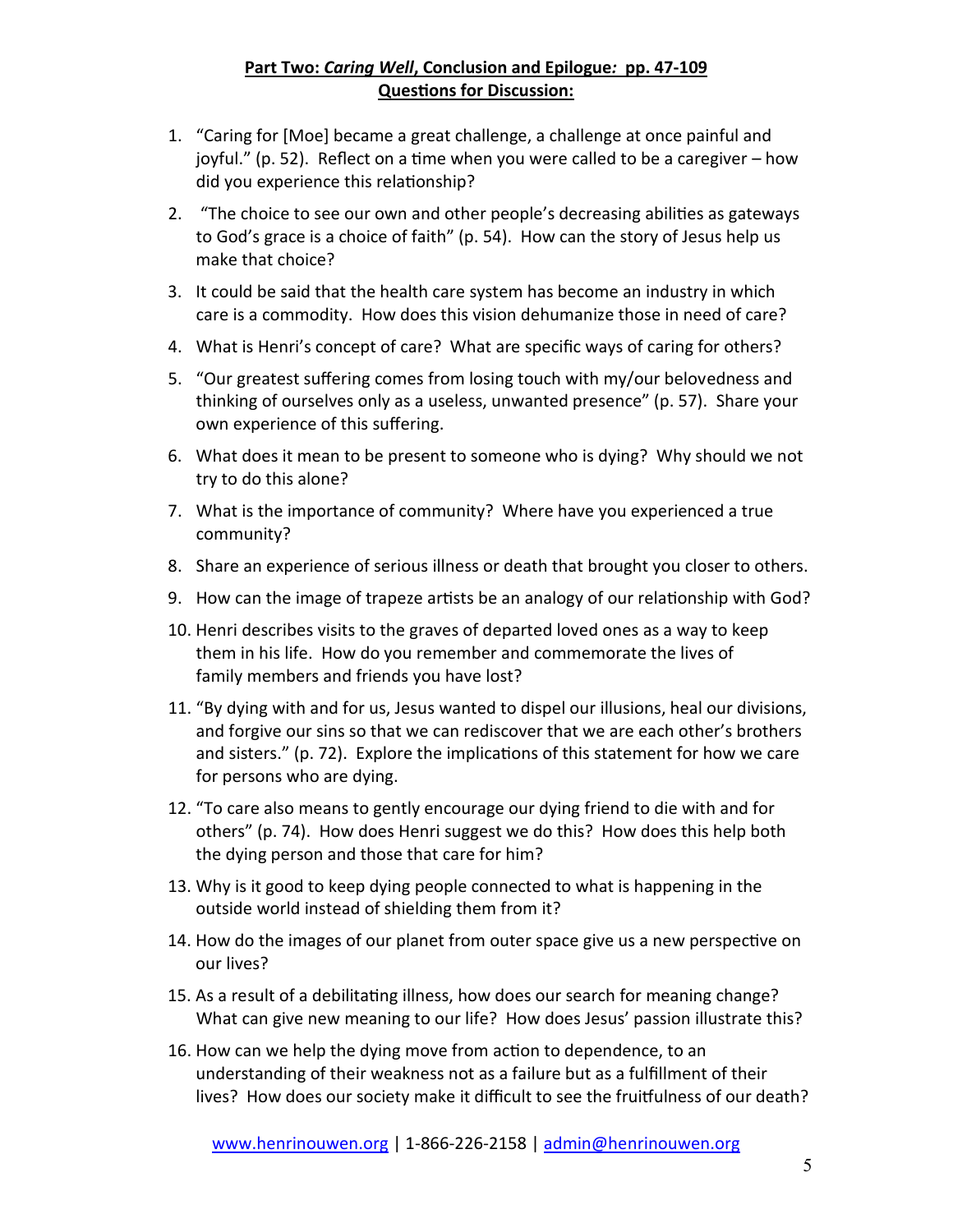**Part Two: *Caring Well*, Conclusion and Epilogue*:* pp. 47-109**
**Questions for Discussion:**

1. "Caring for [Moe] became a great challenge, a challenge at once painful and joyful." (p. 52). Reflect on a time when you were called to be a caregiver – how did you experience this relationship?
2. "The choice to see our own and other people's decreasing abilities as gateways to God's grace is a choice of faith" (p. 54). How can the story of Jesus help us make that choice?
3. It could be said that the health care system has become an industry in which care is a commodity. How does this vision dehumanize those in need of care?
4. What is Henri's concept of care? What are specific ways of caring for others?
5. "Our greatest suffering comes from losing touch with my/our belovedness and thinking of ourselves only as a useless, unwanted presence" (p. 57). Share your own experience of this suffering.
6. What does it mean to be present to someone who is dying? Why should we not try to do this alone?
7. What is the importance of community? Where have you experienced a true community?
8. Share an experience of serious illness or death that brought you closer to others.
9. How can the image of trapeze artists be an analogy of our relationship with God?
10. Henri describes visits to the graves of departed loved ones as a way to keep them in his life. How do you remember and commemorate the lives of family members and friends you have lost?
11. "By dying with and for us, Jesus wanted to dispel our illusions, heal our divisions, and forgive our sins so that we can rediscover that we are each other's brothers and sisters." (p. 72). Explore the implications of this statement for how we care for persons who are dying.
12. "To care also means to gently encourage our dying friend to die with and for others" (p. 74). How does Henri suggest we do this? How does this help both the dying person and those that care for him?
13. Why is it good to keep dying people connected to what is happening in the outside world instead of shielding them from it?
14. How do the images of our planet from outer space give us a new perspective on our lives?
15. As a result of a debilitating illness, how does our search for meaning change? What can give new meaning to our life? How does Jesus' passion illustrate this?
16. How can we help the dying move from action to dependence, to an understanding of their weakness not as a failure but as a fulfillment of their lives? How does our society make it difficult to see the fruitfulness of our death?

www.henrinouwen.org | 1-866-226-2158 | admin@henrinouwen.org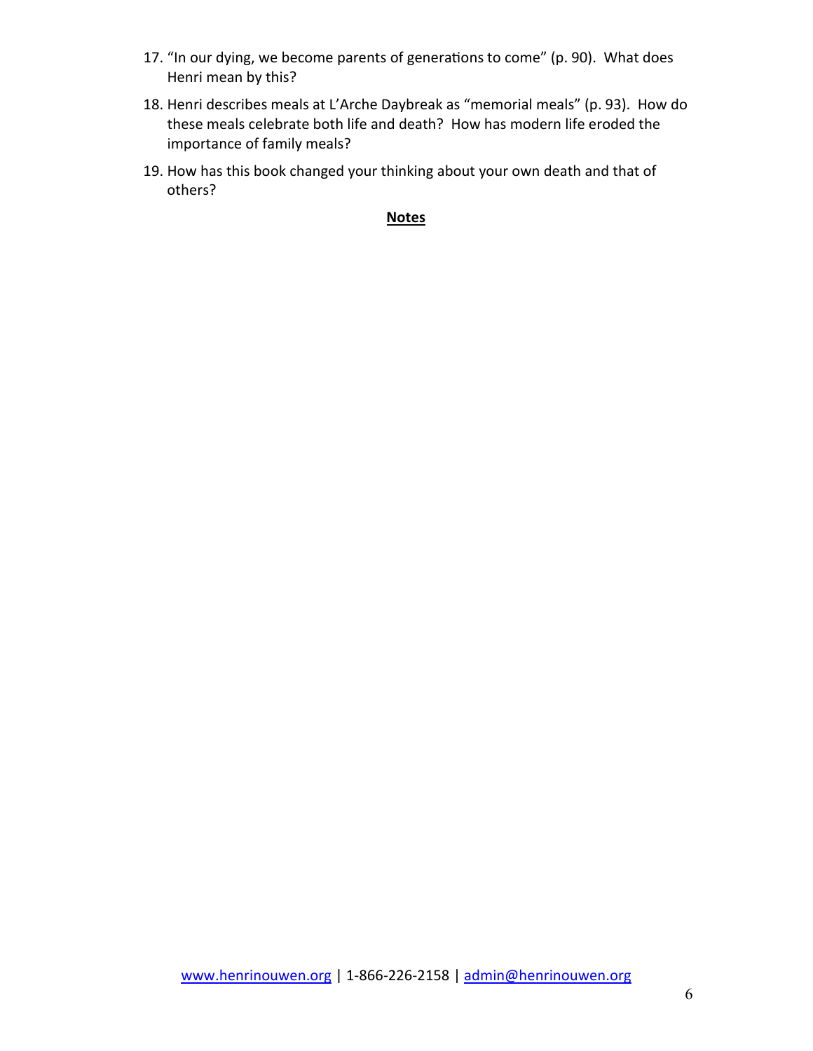17. "In our dying, we become parents of generations to come" (p. 90). What does Henri mean by this?
18. Henri describes meals at L'Arche Daybreak as "memorial meals" (p. 93). How do these meals celebrate both life and death? How has modern life eroded the importance of family meals?
19. How has this book changed your thinking about your own death and that of others?

**Notes**

www.henrinouwen.org | 1-866-226-2158 | admin@henrinouwen.org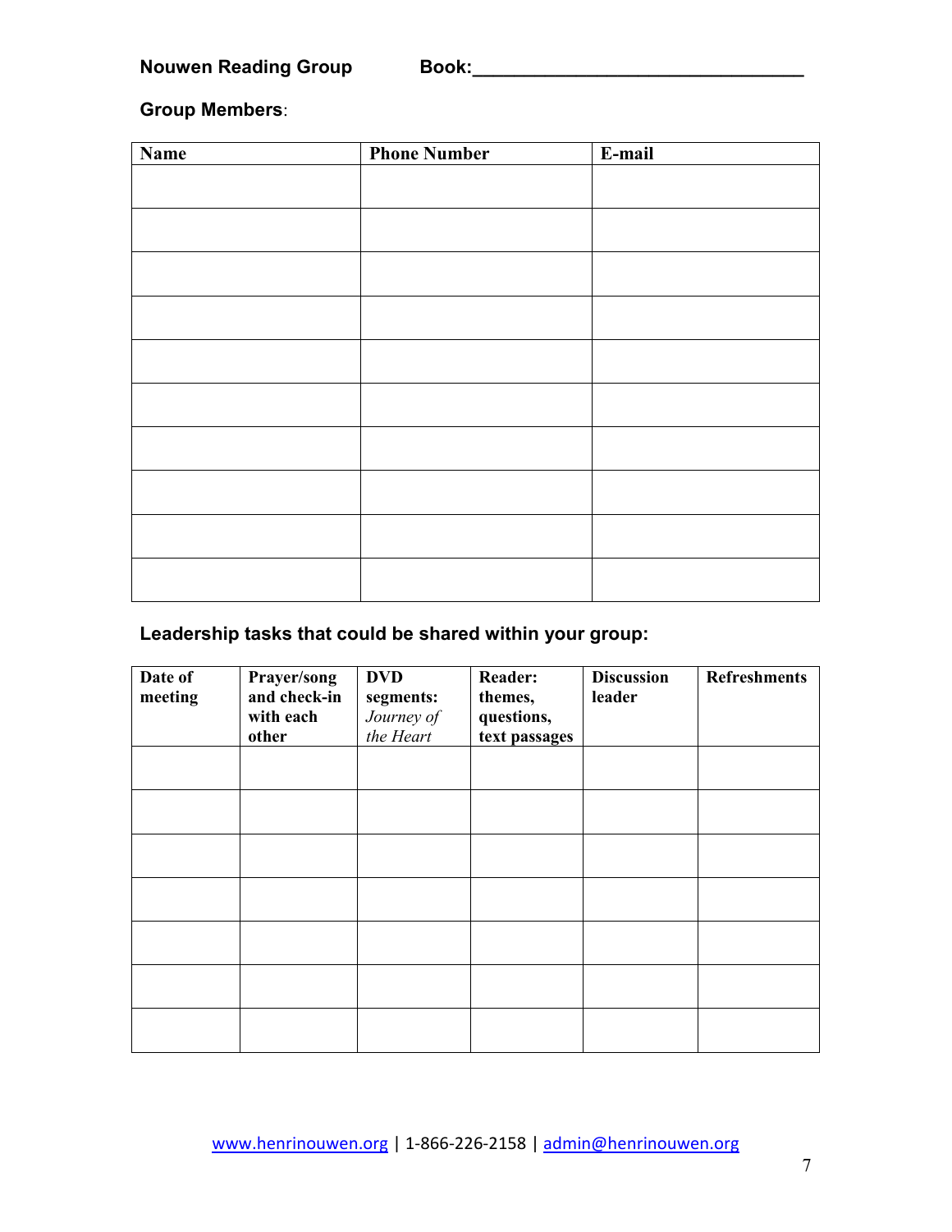**Nouwen Reading Group** **Book:_______________________________**

**Group Members**:

| Name | Phone Number | E-mail |
|---|---|---|
| | | |
| | | |
| | | |
| | | |
| | | |
| | | |
| | | |
| | | |
| | | |
| | | |

**Leadership tasks that could be shared within your group:**

| Date of meeting | Prayer/song and check-in with each other | DVD segments: *Journey of the Heart* | Reader: themes, questions, text passages | Discussion leader | Refreshments |
|---|---|---|---|---|---|
| | | | | | |
| | | | | | |
| | | | | | |
| | | | | | |
| | | | | | |
| | | | | | |
| | | | | | |

www.henrinouwen.org | 1-866-226-2158 | admin@henrinouwen.org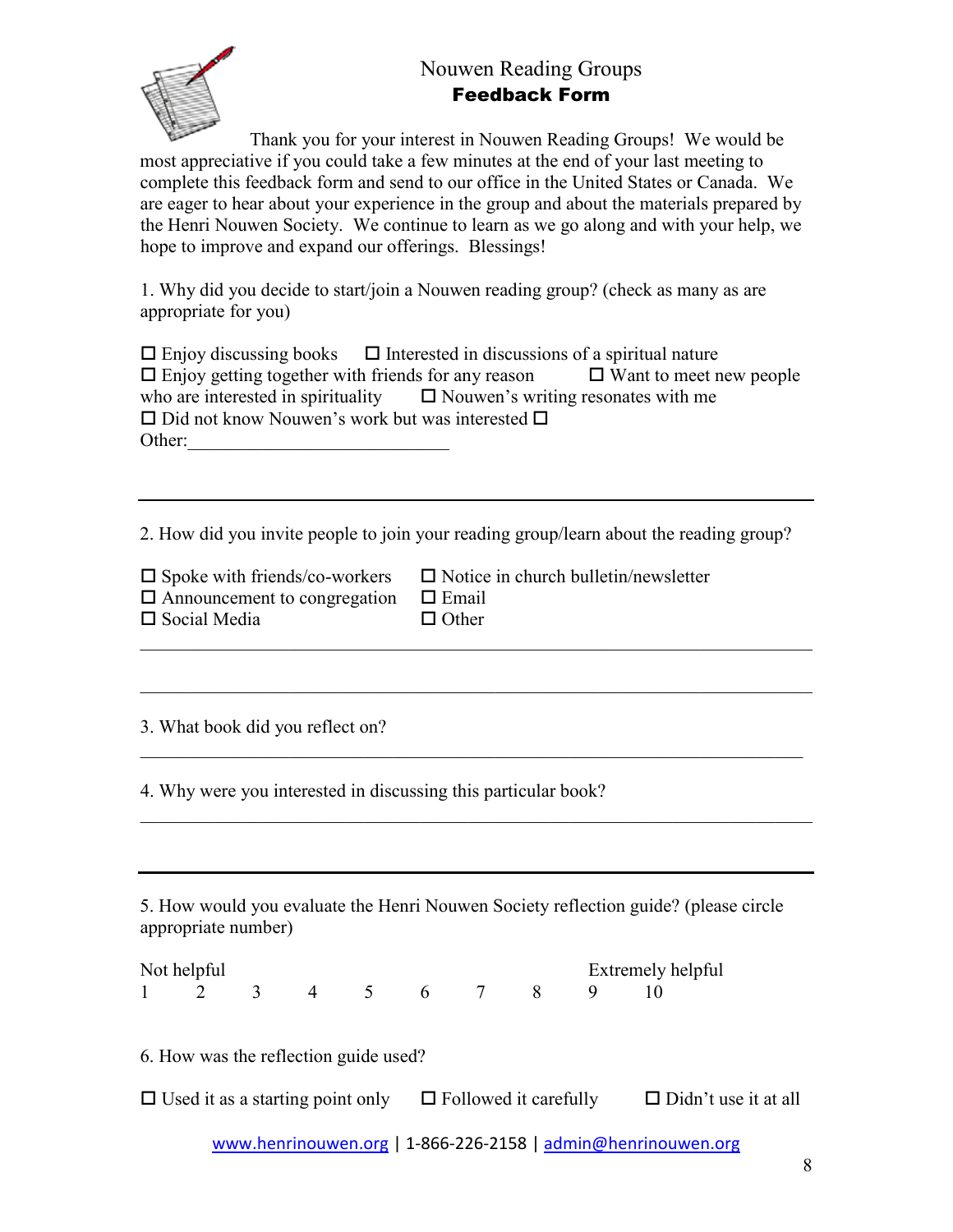# Nouwen Reading Groups
## Feedback Form

Thank you for your interest in Nouwen Reading Groups! We would be most appreciative if you could take a few minutes at the end of your last meeting to complete this feedback form and send to our office in the United States or Canada. We are eager to hear about your experience in the group and about the materials prepared by the Henri Nouwen Society. We continue to learn as we go along and with your help, we hope to improve and expand our offerings. Blessings!

1. Why did you decide to start/join a Nouwen reading group? (check as many as are appropriate for you)

☐ Enjoy discussing books ☐ Interested in discussions of a spiritual nature
☐ Enjoy getting together with friends for any reason ☐ Want to meet new people who are interested in spirituality ☐ Nouwen's writing resonates with me
☐ Did not know Nouwen's work but was interested ☐
Other:____________________________

---

2. How did you invite people to join your reading group/learn about the reading group?

☐ Spoke with friends/co-workers ☐ Notice in church bulletin/newsletter
☐ Announcement to congregation ☐ Email
☐ Social Media ☐ Other

_______________________________________________________________________

_______________________________________________________________________

3. What book did you reflect on?

_______________________________________________________________________

4. Why were you interested in discussing this particular book?

_______________________________________________________________________

---

5. How would you evaluate the Henri Nouwen Society reflection guide? (please circle appropriate number)

Not helpful Extremely helpful
1 2 3 4 5 6 7 8 9 10

6. How was the reflection guide used?

☐ Used it as a starting point only ☐ Followed it carefully ☐ Didn't use it at all

www.henrinouwen.org | 1-866-226-2158 | admin@henrinouwen.org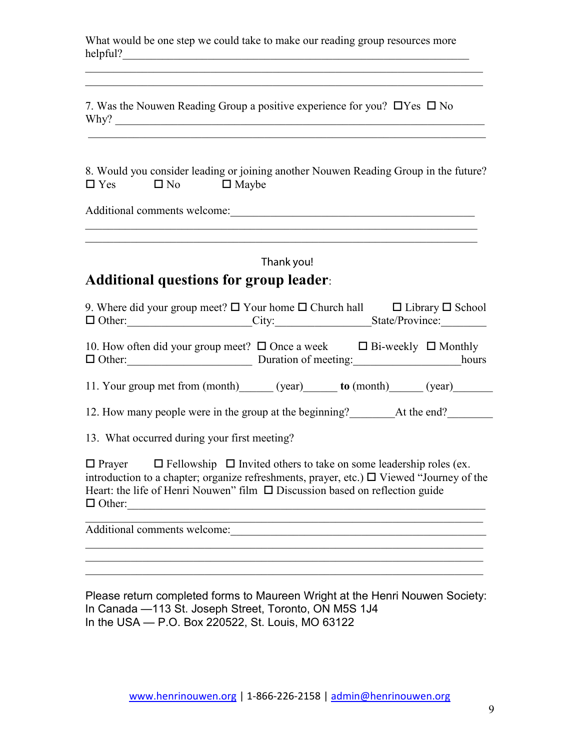What would be one step we could take to make our reading group resources more helpful?_______________________________________________________________

_______________________________________________________________________

_______________________________________________________________________

7. Was the Nouwen Reading Group a positive experience for you? ☐ Yes ☐ No
Why? ___________________________________________________________________

_______________________________________________________________________

8. Would you consider leading or joining another Nouwen Reading Group in the future?
☐ Yes ☐ No ☐ Maybe

Additional comments welcome:____________________________________________

_______________________________________________________________________

_______________________________________________________________________

Thank you!

## Additional questions for group leader:

9. Where did your group meet? ☐ Your home ☐ Church hall ☐ Library ☐ School
☐ Other:____________________City:_______________State/Province:________

10. How often did your group meet? ☐ Once a week ☐ Bi-weekly ☐ Monthly
☐ Other:____________________ Duration of meeting:_________________hours

11. Your group met from (month)______ (year)______ **to** (month)______ (year)_______

12. How many people were in the group at the beginning?________At the end?________

13. What occurred during your first meeting?

☐ Prayer ☐ Fellowship ☐ Invited others to take on some leadership roles (ex. introduction to a chapter; organize refreshments, prayer, etc.) ☐ Viewed "Journey of the Heart: the life of Henri Nouwen" film ☐ Discussion based on reflection guide
☐ Other:_______________________________________________________________

_______________________________________________________________________

Additional comments welcome:____________________________________________

_______________________________________________________________________

_______________________________________________________________________

_______________________________________________________________________

Please return completed forms to Maureen Wright at the Henri Nouwen Society:
In Canada —113 St. Joseph Street, Toronto, ON M5S 1J4
In the USA — P.O. Box 220522, St. Louis, MO 63122

www.henrinouwen.org | 1-866-226-2158 | admin@henrinouwen.org